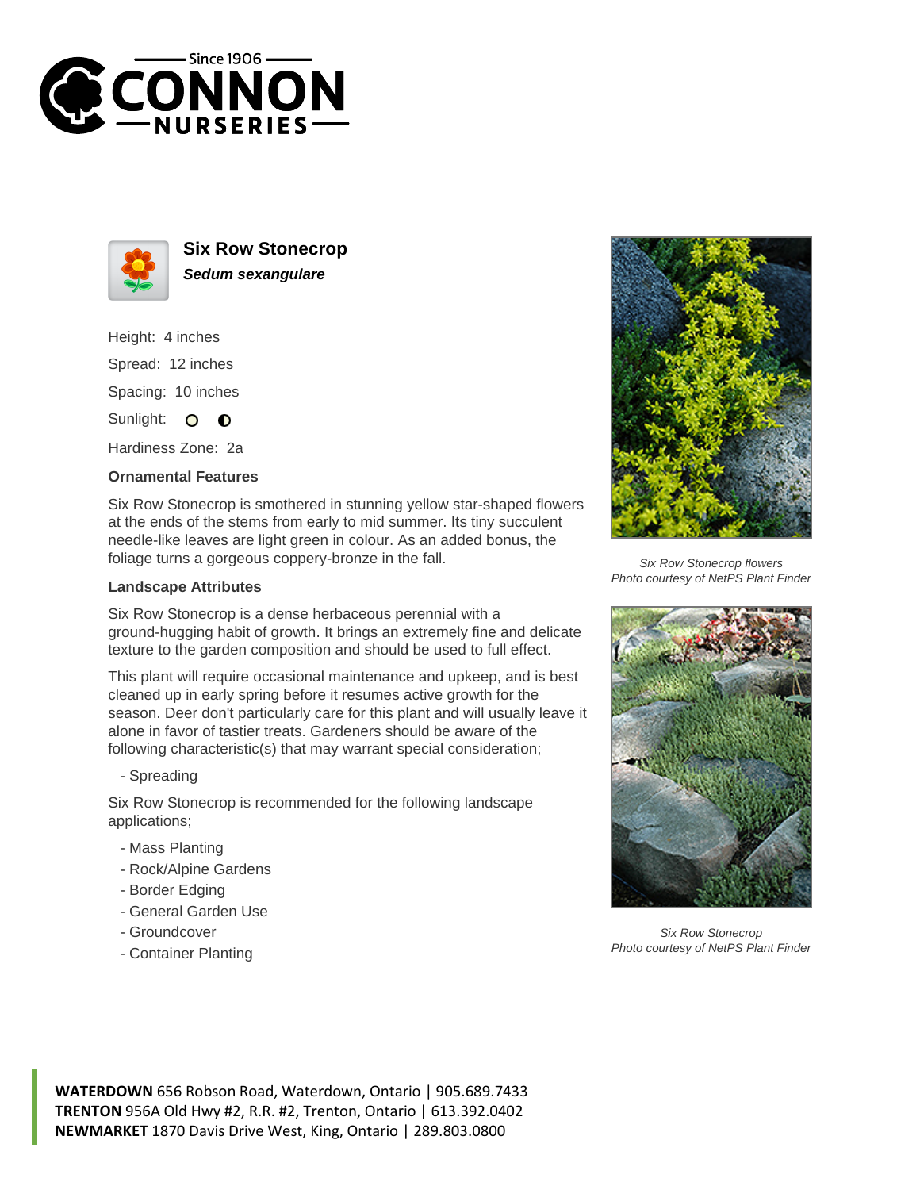# Six Row Stonecrop

***Sedum sexangulare***

Height: 4 inches

Spread: 12 inches

Spacing: 10 inches

Sunlight:

Hardiness Zone: 2a

### Ornamental Features

Six Row Stonecrop is smothered in stunning yellow star-shaped flowers at the ends of the stems from early to mid summer. Its tiny succulent needle-like leaves are light green in colour. As an added bonus, the foliage turns a gorgeous coppery-bronze in the fall.

### Landscape Attributes

Six Row Stonecrop is a dense herbaceous perennial with a ground-hugging habit of growth. It brings an extremely fine and delicate texture to the garden composition and should be used to full effect.

This plant will require occasional maintenance and upkeep, and is best cleaned up in early spring before it resumes active growth for the season. Deer don't particularly care for this plant and will usually leave it alone in favor of tastier treats. Gardeners should be aware of the following characteristic(s) that may warrant special consideration;

- Spreading

Six Row Stonecrop is recommended for the following landscape applications;

- Mass Planting
- Rock/Alpine Gardens
- Border Edging
- General Garden Use
- Groundcover
- Container Planting

*Six Row Stonecrop flowers*
*Photo courtesy of NetPS Plant Finder*

*Six Row Stonecrop*
*Photo courtesy of NetPS Plant Finder*

**WATERDOWN** 656 Robson Road, Waterdown, Ontario | 905.689.7433
**TRENTON** 956A Old Hwy #2, R.R. #2, Trenton, Ontario | 613.392.0402
**NEWMARKET** 1870 Davis Drive West, King, Ontario | 289.803.0800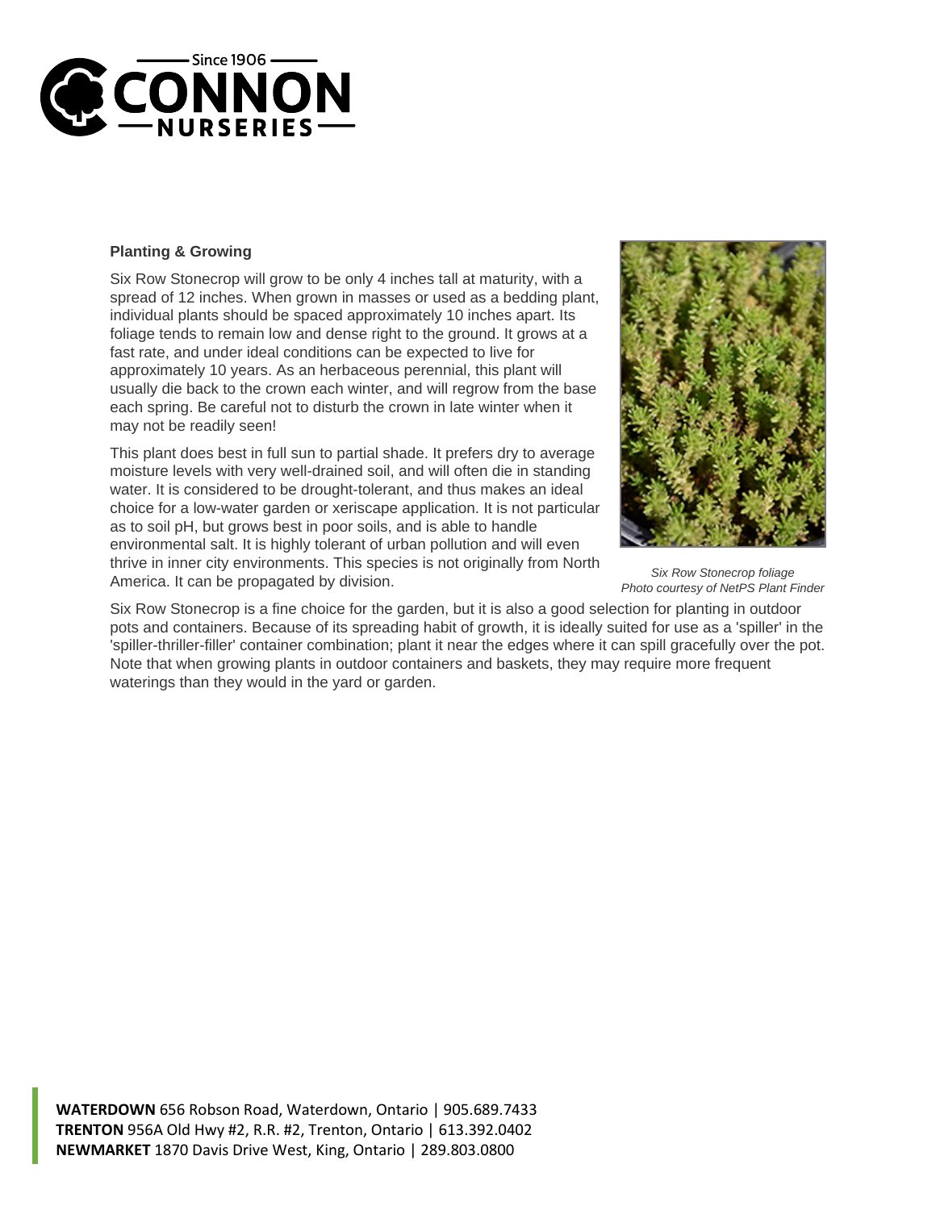### Planting & Growing

Six Row Stonecrop will grow to be only 4 inches tall at maturity, with a spread of 12 inches. When grown in masses or used as a bedding plant, individual plants should be spaced approximately 10 inches apart. Its foliage tends to remain low and dense right to the ground. It grows at a fast rate, and under ideal conditions can be expected to live for approximately 10 years. As an herbaceous perennial, this plant will usually die back to the crown each winter, and will regrow from the base each spring. Be careful not to disturb the crown in late winter when it may not be readily seen!

This plant does best in full sun to partial shade. It prefers dry to average moisture levels with very well-drained soil, and will often die in standing water. It is considered to be drought-tolerant, and thus makes an ideal choice for a low-water garden or xeriscape application. It is not particular as to soil pH, but grows best in poor soils, and is able to handle environmental salt. It is highly tolerant of urban pollution and will even thrive in inner city environments. This species is not originally from North America. It can be propagated by division.

*Six Row Stonecrop foliage*
*Photo courtesy of NetPS Plant Finder*

Six Row Stonecrop is a fine choice for the garden, but it is also a good selection for planting in outdoor pots and containers. Because of its spreading habit of growth, it is ideally suited for use as a 'spiller' in the 'spiller-thriller-filler' container combination; plant it near the edges where it can spill gracefully over the pot. Note that when growing plants in outdoor containers and baskets, they may require more frequent waterings than they would in the yard or garden.